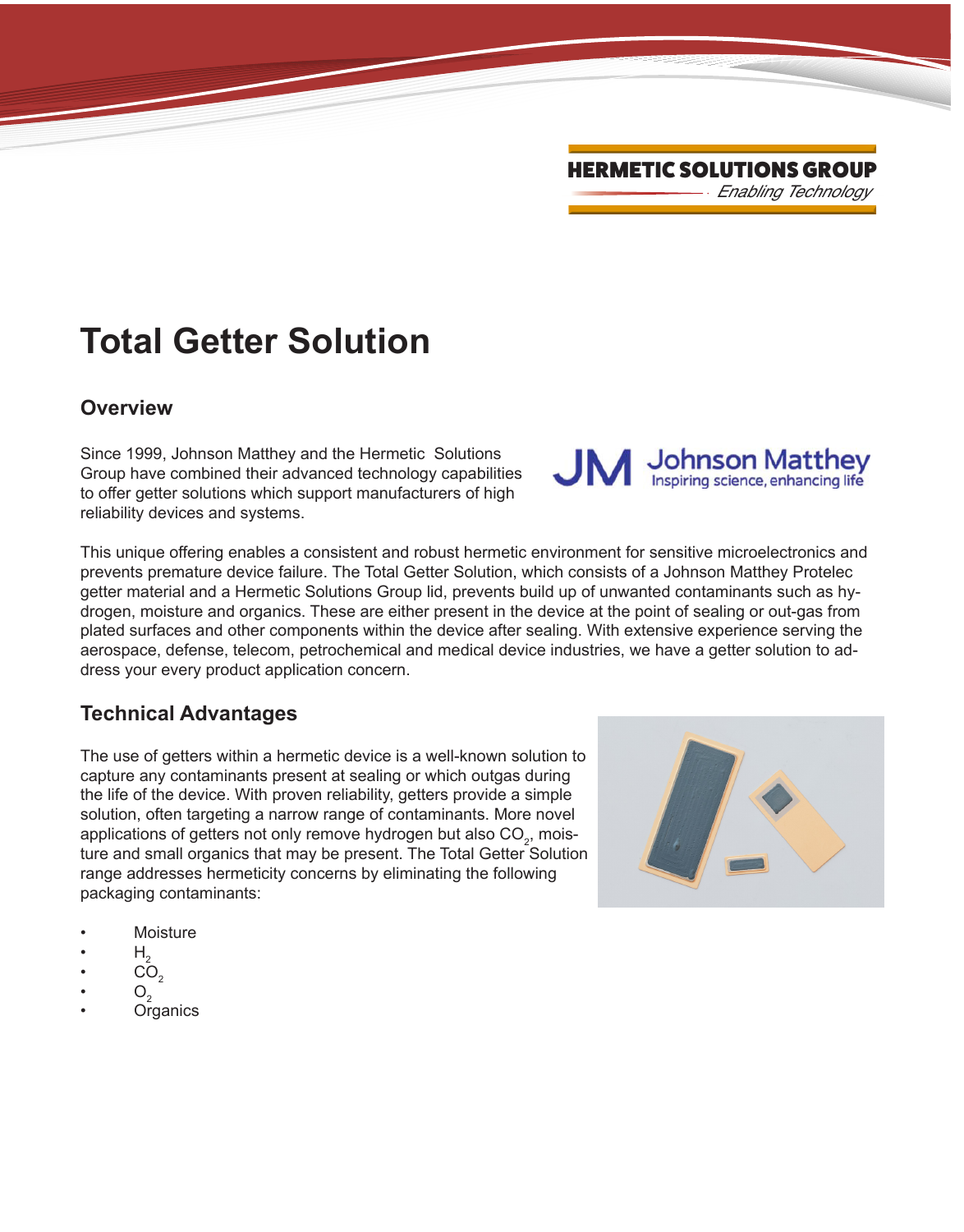HERMETIC SOLUTIONS GROUP

*Enabling Technology*

# Total Getter Solution

## Overview

Since 1999, Johnson Matthey and the Hermetic Solutions Group have combined their advanced technology capabilities to offer getter solutions which support manufacturers of high reliability devices and systems.

This unique offering enables a consistent and robust hermetic environment for sensitive microelectronics and prevents premature device failure. The Total Getter Solution, which consists of a Johnson Matthey Protelec getter material and a Hermetic Solutions Group lid, prevents build up of unwanted contaminants such as hydrogen, moisture and organics. These are either present in the device at the point of sealing or out-gas from plated surfaces and other components within the device after sealing. With extensive experience serving the aerospace, defense, telecom, petrochemical and medical device industries, we have a getter solution to address your every product application concern.

## Technical Advantages

The use of getters within a hermetic device is a well-known solution to capture any contaminants present at sealing or which outgas during the life of the device. With proven reliability, getters provide a simple solution, often targeting a narrow range of contaminants. More novel applications of getters not only remove hydrogen but also $CO_2$, moisture and small organics that may be present. The Total Getter Solution range addresses hermeticity concerns by eliminating the following packaging contaminants:

- Moisture
- $H_2$
- $CO_2$
- $O_2$
- Organics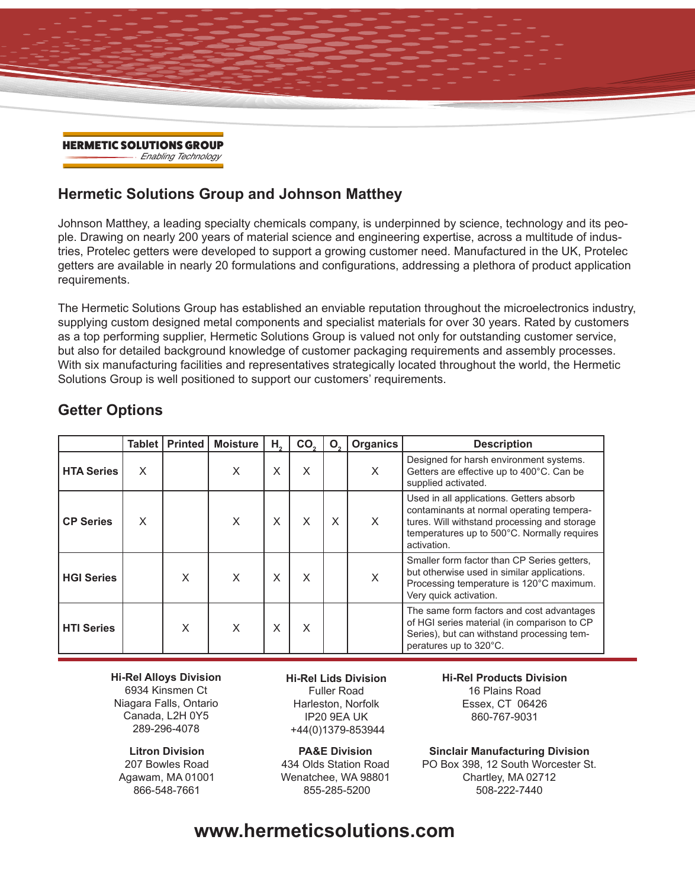**HERMETIC SOLUTIONS GROUP**
*Enabling Technology*

## Hermetic Solutions Group and Johnson Matthey

Johnson Matthey, a leading specialty chemicals company, is underpinned by science, technology and its people. Drawing on nearly 200 years of material science and engineering expertise, across a multitude of industries, Protelec getters were developed to support a growing customer need. Manufactured in the UK, Protelec getters are available in nearly 20 formulations and configurations, addressing a plethora of product application requirements.

The Hermetic Solutions Group has established an enviable reputation throughout the microelectronics industry, supplying custom designed metal components and specialist materials for over 30 years. Rated by customers as a top performing supplier, Hermetic Solutions Group is valued not only for outstanding customer service, but also for detailed background knowledge of customer packaging requirements and assembly processes. With six manufacturing facilities and representatives strategically located throughout the world, the Hermetic Solutions Group is well positioned to support our customers' requirements.

## Getter Options

| | Tablet | Printed | Moisture | $H_2$ | $CO_2$ | $O_2$ | Organics | Description |
|---|---|---|---|---|---|---|---|---|
| **HTA Series** | X | | X | X | X | | X | Designed for harsh environment systems. Getters are effective up to 400°C. Can be supplied activated. |
| **CP Series** | X | | X | X | X | X | X | Used in all applications. Getters absorb contaminants at normal operating temperatures. Will withstand processing and storage temperatures up to 500°C. Normally requires activation. |
| **HGI Series** | | X | X | X | X | | X | Smaller form factor than CP Series getters, but otherwise used in similar applications. Processing temperature is 120°C maximum. Very quick activation. |
| **HTI Series** | | X | X | X | X | | | The same form factors and cost advantages of HGI series material (in comparison to CP Series), but can withstand processing temperatures up to 320°C. |

**Hi-Rel Alloys Division**
6934 Kinsmen Ct
Niagara Falls, Ontario
Canada, L2H 0Y5
289-296-4078

**Hi-Rel Lids Division**
Fuller Road
Harleston, Norfolk
IP20 9EA UK
+44(0)1379-853944

**Hi-Rel Products Division**
16 Plains Road
Essex, CT 06426
860-767-9031

**Litron Division**
207 Bowles Road
Agawam, MA 01001
866-548-7661

**PA&E Division**
434 Olds Station Road
Wenatchee, WA 98801
855-285-5200

**Sinclair Manufacturing Division**
PO Box 398, 12 South Worcester St.
Chartley, MA 02712
508-222-7440

**www.hermeticsolutions.com**